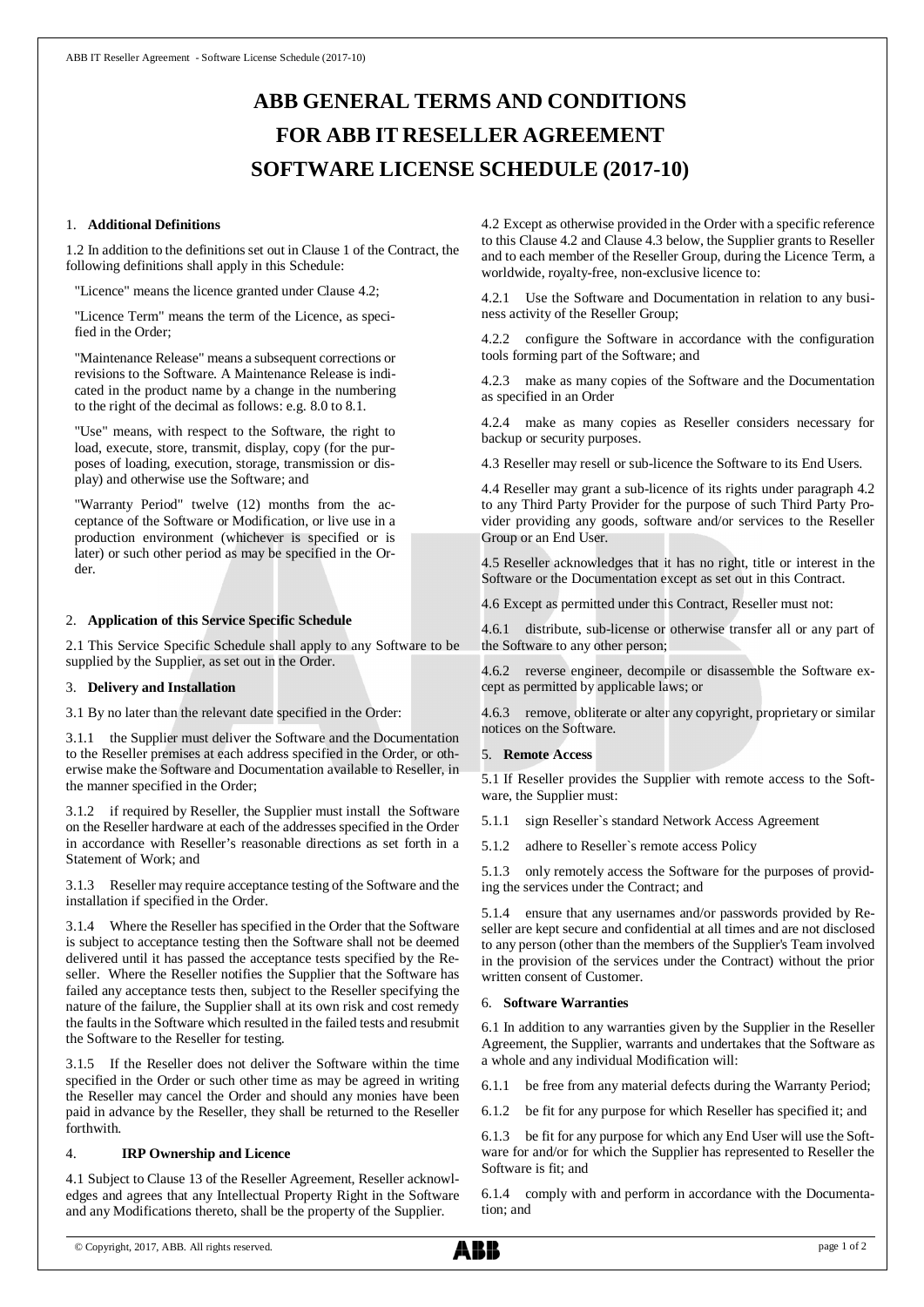# ABB GENERAL TERMS AND CONDITIONS FOR ABB IT RESELLER AGREEMENT SOFTWARE LICENSE SCHEDULE (2017-10)

## 1. Additional Definitions

1.2 In addition to the definitions set out in Clause 1 of the Contract, the following definitions shall apply in this Schedule:

"Licence" means the licence granted under Clause 4.2;

"Licence Term" means the term of the Licence, as specified in the Order;

"Maintenance Release" means a subsequent corrections or revisions to the Software. A Maintenance Release is indicated in the product name by a change in the numbering to the right of the decimal as follows: e.g. 8.0 to 8.1.

"Use" means, with respect to the Software, the right to load, execute, store, transmit, display, copy (for the purposes of loading, execution, storage, transmission or display) and otherwise use the Software; and

"Warranty Period" twelve (12) months from the acceptance of the Software or Modification, or live use in a production environment (whichever is specified or is later) or such other period as may be specified in the Order.

## 2. Application of this Service Specific Schedule

2.1 This Service Specific Schedule shall apply to any Software to be supplied by the Supplier, as set out in the Order.

## 3. Delivery and Installation

3.1 By no later than the relevant date specified in the Order:

3.1.1 the Supplier must deliver the Software and the Documentation to the Reseller premises at each address specified in the Order, or otherwise make the Software and Documentation available to Reseller, in the manner specified in the Order;

3.1.2 if required by Reseller, the Supplier must install the Software on the Reseller hardware at each of the addresses specified in the Order in accordance with Reseller's reasonable directions as set forth in a Statement of Work; and

3.1.3 Reseller may require acceptance testing of the Software and the installation if specified in the Order.

3.1.4 Where the Reseller has specified in the Order that the Software is subject to acceptance testing then the Software shall not be deemed delivered until it has passed the acceptance tests specified by the Reseller. Where the Reseller notifies the Supplier that the Software has failed any acceptance tests then, subject to the Reseller specifying the nature of the failure, the Supplier shall at its own risk and cost remedy the faults in the Software which resulted in the failed tests and resubmit the Software to the Reseller for testing.

3.1.5 If the Reseller does not deliver the Software within the time specified in the Order or such other time as may be agreed in writing the Reseller may cancel the Order and should any monies have been paid in advance by the Reseller, they shall be returned to the Reseller forthwith.

## 4. IRP Ownership and Licence

4.1 Subject to Clause 13 of the Reseller Agreement, Reseller acknowledges and agrees that any Intellectual Property Right in the Software and any Modifications thereto, shall be the property of the Supplier.

4.2 Except as otherwise provided in the Order with a specific reference to this Clause 4.2 and Clause 4.3 below, the Supplier grants to Reseller and to each member of the Reseller Group, during the Licence Term, a worldwide, royalty-free, non-exclusive licence to:

4.2.1 Use the Software and Documentation in relation to any business activity of the Reseller Group;

4.2.2 configure the Software in accordance with the configuration tools forming part of the Software; and

4.2.3 make as many copies of the Software and the Documentation as specified in an Order

4.2.4 make as many copies as Reseller considers necessary for backup or security purposes.

4.3 Reseller may resell or sub-licence the Software to its End Users.

4.4 Reseller may grant a sub-licence of its rights under paragraph 4.2 to any Third Party Provider for the purpose of such Third Party Provider providing any goods, software and/or services to the Reseller Group or an End User.

4.5 Reseller acknowledges that it has no right, title or interest in the Software or the Documentation except as set out in this Contract.

4.6 Except as permitted under this Contract, Reseller must not:

4.6.1 distribute, sub-license or otherwise transfer all or any part of the Software to any other person;

4.6.2 reverse engineer, decompile or disassemble the Software except as permitted by applicable laws; or

4.6.3 remove, obliterate or alter any copyright, proprietary or similar notices on the Software.

## 5. Remote Access

5.1 If Reseller provides the Supplier with remote access to the Software, the Supplier must:

5.1.1 sign Reseller`s standard Network Access Agreement

5.1.2 adhere to Reseller`s remote access Policy

5.1.3 only remotely access the Software for the purposes of providing the services under the Contract; and

5.1.4 ensure that any usernames and/or passwords provided by Reseller are kept secure and confidential at all times and are not disclosed to any person (other than the members of the Supplier's Team involved in the provision of the services under the Contract) without the prior written consent of Customer.

## 6. Software Warranties

6.1 In addition to any warranties given by the Supplier in the Reseller Agreement, the Supplier, warrants and undertakes that the Software as a whole and any individual Modification will:

6.1.1 be free from any material defects during the Warranty Period;

6.1.2 be fit for any purpose for which Reseller has specified it; and

6.1.3 be fit for any purpose for which any End User will use the Software for and/or for which the Supplier has represented to Reseller the Software is fit; and

6.1.4 comply with and perform in accordance with the Documentation; and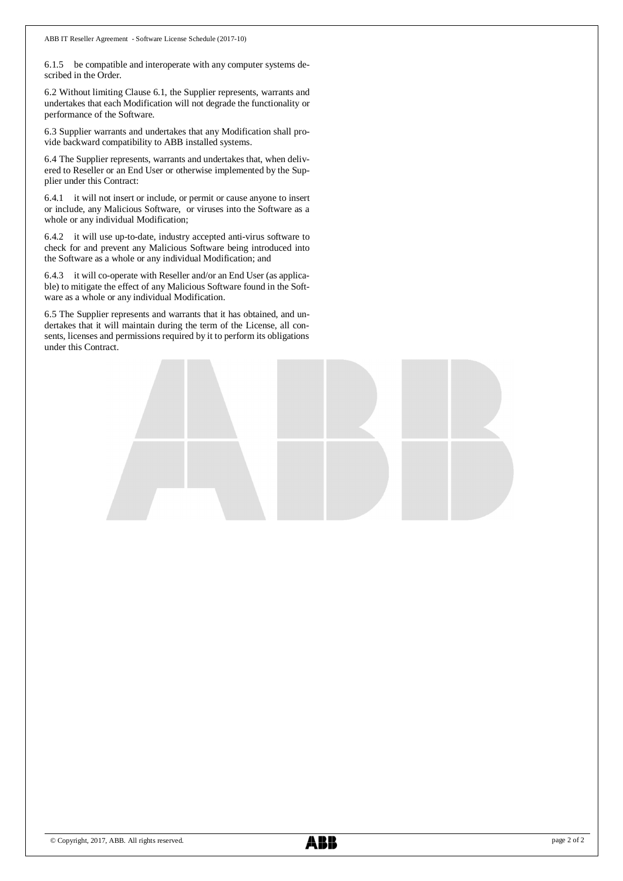6.1.5 be compatible and interoperate with any computer systems described in the Order.

6.2 Without limiting Clause 6.1, the Supplier represents, warrants and undertakes that each Modification will not degrade the functionality or performance of the Software.

6.3 Supplier warrants and undertakes that any Modification shall provide backward compatibility to ABB installed systems.

6.4 The Supplier represents, warrants and undertakes that, when delivered to Reseller or an End User or otherwise implemented by the Supplier under this Contract:

6.4.1 it will not insert or include, or permit or cause anyone to insert or include, any Malicious Software, or viruses into the Software as a whole or any individual Modification;

6.4.2 it will use up-to-date, industry accepted anti-virus software to check for and prevent any Malicious Software being introduced into the Software as a whole or any individual Modification; and

6.4.3 it will co-operate with Reseller and/or an End User (as applicable) to mitigate the effect of any Malicious Software found in the Software as a whole or any individual Modification.

6.5 The Supplier represents and warrants that it has obtained, and undertakes that it will maintain during the term of the License, all consents, licenses and permissions required by it to perform its obligations under this Contract.